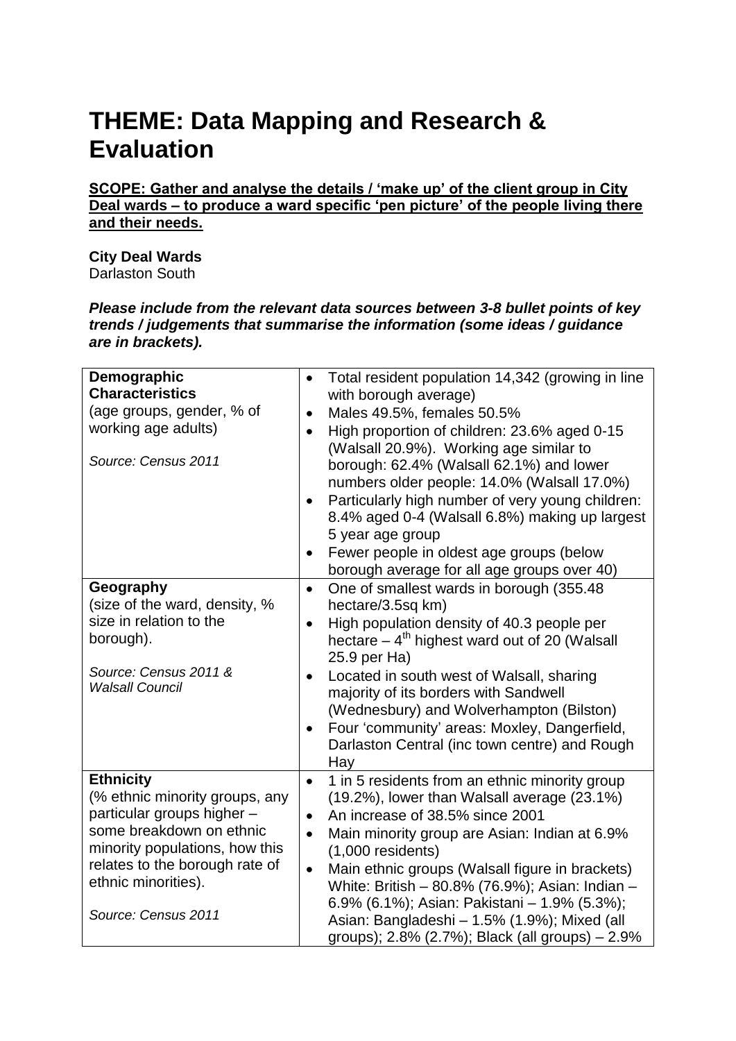# THEME: Data Mapping and Research & Evaluation

**SCOPE: Gather and analyse the details / 'make up' of the client group in City Deal wards – to produce a ward specific 'pen picture' of the people living there and their needs.**

**City Deal Wards**
Darlaston South

***Please include from the relevant data sources between 3-8 bullet points of key trends / judgements that summarise the information (some ideas / guidance are in brackets).***

| | |
|---|---|
| **Demographic Characteristics**<br>(age groups, gender, % of working age adults)<br><br>*Source: Census 2011* | • Total resident population 14,342 (growing in line with borough average)<br>• Males 49.5%, females 50.5%<br>• High proportion of children: 23.6% aged 0-15 (Walsall 20.9%). Working age similar to borough: 62.4% (Walsall 62.1%) and lower numbers older people: 14.0% (Walsall 17.0%)<br>• Particularly high number of very young children: 8.4% aged 0-4 (Walsall 6.8%) making up largest 5 year age group<br>• Fewer people in oldest age groups (below borough average for all age groups over 40) |
| **Geography**<br>(size of the ward, density, % size in relation to the borough).<br><br>*Source: Census 2011 & Walsall Council* | • One of smallest wards in borough (355.48 hectare/3.5sq km)<br>• High population density of 40.3 people per hectare – 4th highest ward out of 20 (Walsall 25.9 per Ha)<br>• Located in south west of Walsall, sharing majority of its borders with Sandwell (Wednesbury) and Wolverhampton (Bilston)<br>• Four 'community' areas: Moxley, Dangerfield, Darlaston Central (inc town centre) and Rough Hay |
| **Ethnicity**<br>(% ethnic minority groups, any particular groups higher – some breakdown on ethnic minority populations, how this relates to the borough rate of ethnic minorities).<br><br>*Source: Census 2011* | • 1 in 5 residents from an ethnic minority group (19.2%), lower than Walsall average (23.1%)<br>• An increase of 38.5% since 2001<br>• Main minority group are Asian: Indian at 6.9% (1,000 residents)<br>• Main ethnic groups (Walsall figure in brackets) White: British – 80.8% (76.9%); Asian: Indian – 6.9% (6.1%); Asian: Pakistani – 1.9% (5.3%); Asian: Bangladeshi – 1.5% (1.9%); Mixed (all groups); 2.8% (2.7%); Black (all groups) – 2.9% |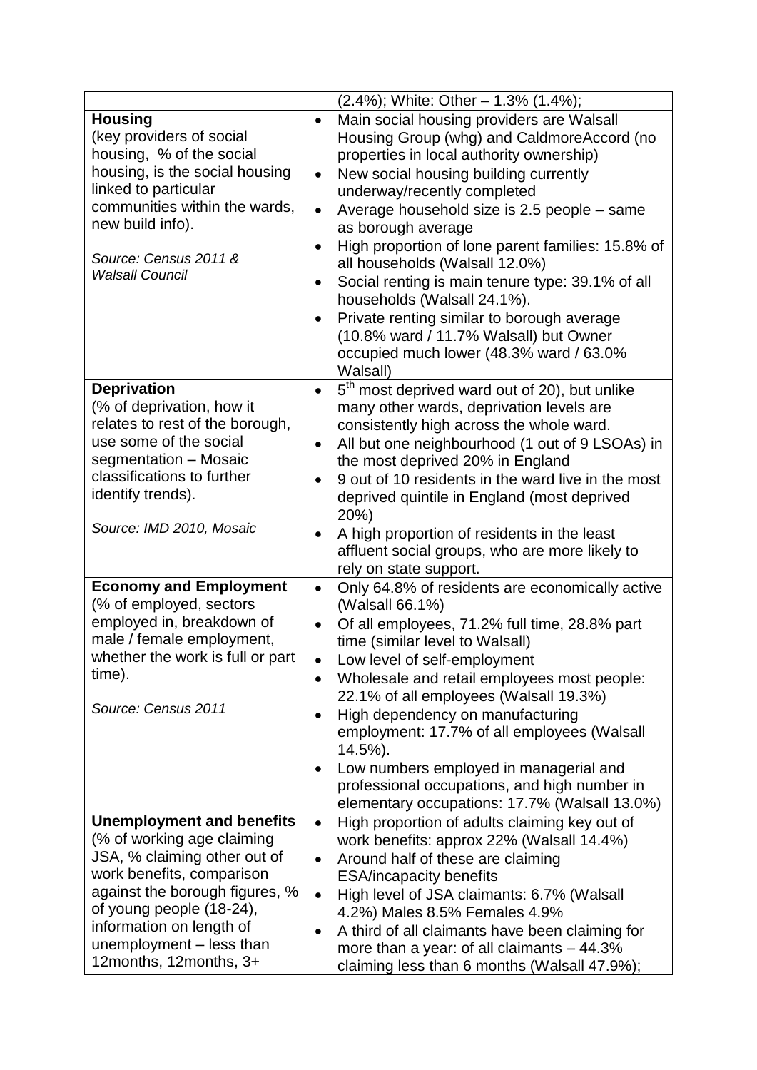| | |
|---|---|
| | (2.4%); White: Other – 1.3% (1.4%); |
| **Housing**<br>(key providers of social housing, % of the social housing, is the social housing linked to particular communities within the wards, new build info).<br><br>*Source: Census 2011 & Walsall Council* | • Main social housing providers are Walsall Housing Group (whg) and CaldmoreAccord (no properties in local authority ownership)<br>• New social housing building currently underway/recently completed<br>• Average household size is 2.5 people – same as borough average<br>• High proportion of lone parent families: 15.8% of all households (Walsall 12.0%)<br>• Social renting is main tenure type: 39.1% of all households (Walsall 24.1%).<br>• Private renting similar to borough average (10.8% ward / 11.7% Walsall) but Owner occupied much lower (48.3% ward / 63.0% Walsall) |
| **Deprivation**<br>(% of deprivation, how it relates to rest of the borough, use some of the social segmentation – Mosaic classifications to further identify trends).<br><br>*Source: IMD 2010, Mosaic* | • 5th most deprived ward out of 20), but unlike many other wards, deprivation levels are consistently high across the whole ward.<br>• All but one neighbourhood (1 out of 9 LSOAs) in the most deprived 20% in England<br>• 9 out of 10 residents in the ward live in the most deprived quintile in England (most deprived 20%)<br>• A high proportion of residents in the least affluent social groups, who are more likely to rely on state support. |
| **Economy and Employment**<br>(% of employed, sectors employed in, breakdown of male / female employment, whether the work is full or part time).<br><br>*Source: Census 2011* | • Only 64.8% of residents are economically active (Walsall 66.1%)<br>• Of all employees, 71.2% full time, 28.8% part time (similar level to Walsall)<br>• Low level of self-employment<br>• Wholesale and retail employees most people: 22.1% of all employees (Walsall 19.3%)<br>• High dependency on manufacturing employment: 17.7% of all employees (Walsall 14.5%).<br>• Low numbers employed in managerial and professional occupations, and high number in elementary occupations: 17.7% (Walsall 13.0%) |
| **Unemployment and benefits**<br>(% of working age claiming JSA, % claiming other out of work benefits, comparison against the borough figures, % of young people (18-24), information on length of unemployment – less than 12months, 12months, 3+ | • High proportion of adults claiming key out of work benefits: approx 22% (Walsall 14.4%)<br>• Around half of these are claiming ESA/incapacity benefits<br>• High level of JSA claimants: 6.7% (Walsall 4.2%) Males 8.5% Females 4.9%<br>• A third of all claimants have been claiming for more than a year: of all claimants – 44.3% claiming less than 6 months (Walsall 47.9%); |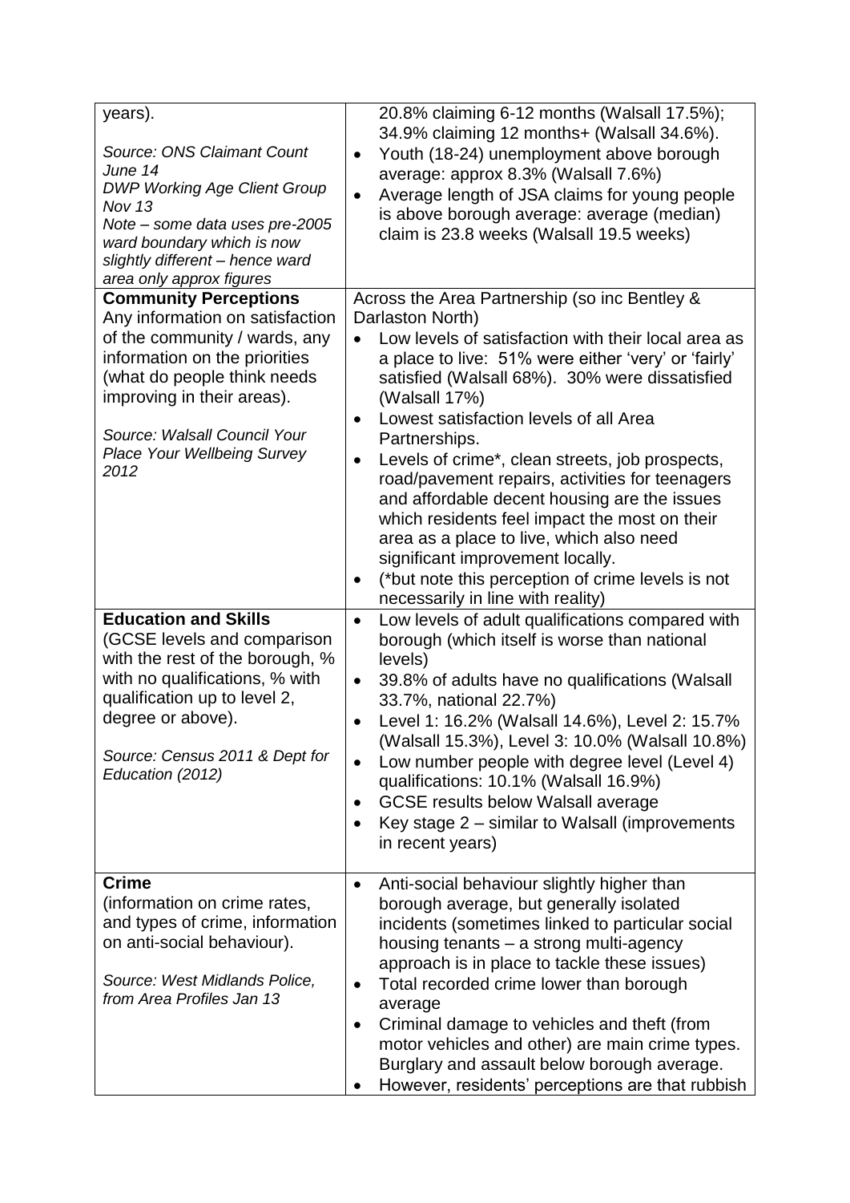| | |
|---|---|
| years).<br><br>*Source: ONS Claimant Count June 14*<br>*DWP Working Age Client Group Nov 13*<br>*Note – some data uses pre-2005 ward boundary which is now slightly different – hence ward area only approx figures* | 20.8% claiming 6-12 months (Walsall 17.5%); 34.9% claiming 12 months+ (Walsall 34.6%).<br>• Youth (18-24) unemployment above borough average: approx 8.3% (Walsall 7.6%)<br>• Average length of JSA claims for young people is above borough average: average (median) claim is 23.8 weeks (Walsall 19.5 weeks) |
| **Community Perceptions**<br>Any information on satisfaction of the community / wards, any information on the priorities (what do people think needs improving in their areas).<br><br>*Source: Walsall Council Your Place Your Wellbeing Survey 2012* | Across the Area Partnership (so inc Bentley & Darlaston North)<br>• Low levels of satisfaction with their local area as a place to live: 51% were either 'very' or 'fairly' satisfied (Walsall 68%). 30% were dissatisfied (Walsall 17%)<br>• Lowest satisfaction levels of all Area Partnerships.<br>• Levels of crime*, clean streets, job prospects, road/pavement repairs, activities for teenagers and affordable decent housing are the issues which residents feel impact the most on their area as a place to live, which also need significant improvement locally.<br>• (*but note this perception of crime levels is not necessarily in line with reality) |
| **Education and Skills**<br>(GCSE levels and comparison with the rest of the borough, % with no qualifications, % with qualification up to level 2, degree or above).<br><br>*Source: Census 2011 & Dept for Education (2012)* | • Low levels of adult qualifications compared with borough (which itself is worse than national levels)<br>• 39.8% of adults have no qualifications (Walsall 33.7%, national 22.7%)<br>• Level 1: 16.2% (Walsall 14.6%), Level 2: 15.7% (Walsall 15.3%), Level 3: 10.0% (Walsall 10.8%)<br>• Low number people with degree level (Level 4) qualifications: 10.1% (Walsall 16.9%)<br>• GCSE results below Walsall average<br>• Key stage 2 – similar to Walsall (improvements in recent years) |
| **Crime**<br>(information on crime rates, and types of crime, information on anti-social behaviour).<br><br>*Source: West Midlands Police, from Area Profiles Jan 13* | • Anti-social behaviour slightly higher than borough average, but generally isolated incidents (sometimes linked to particular social housing tenants – a strong multi-agency approach is in place to tackle these issues)<br>• Total recorded crime lower than borough average<br>• Criminal damage to vehicles and theft (from motor vehicles and other) are main crime types. Burglary and assault below borough average.<br>• However, residents' perceptions are that rubbish |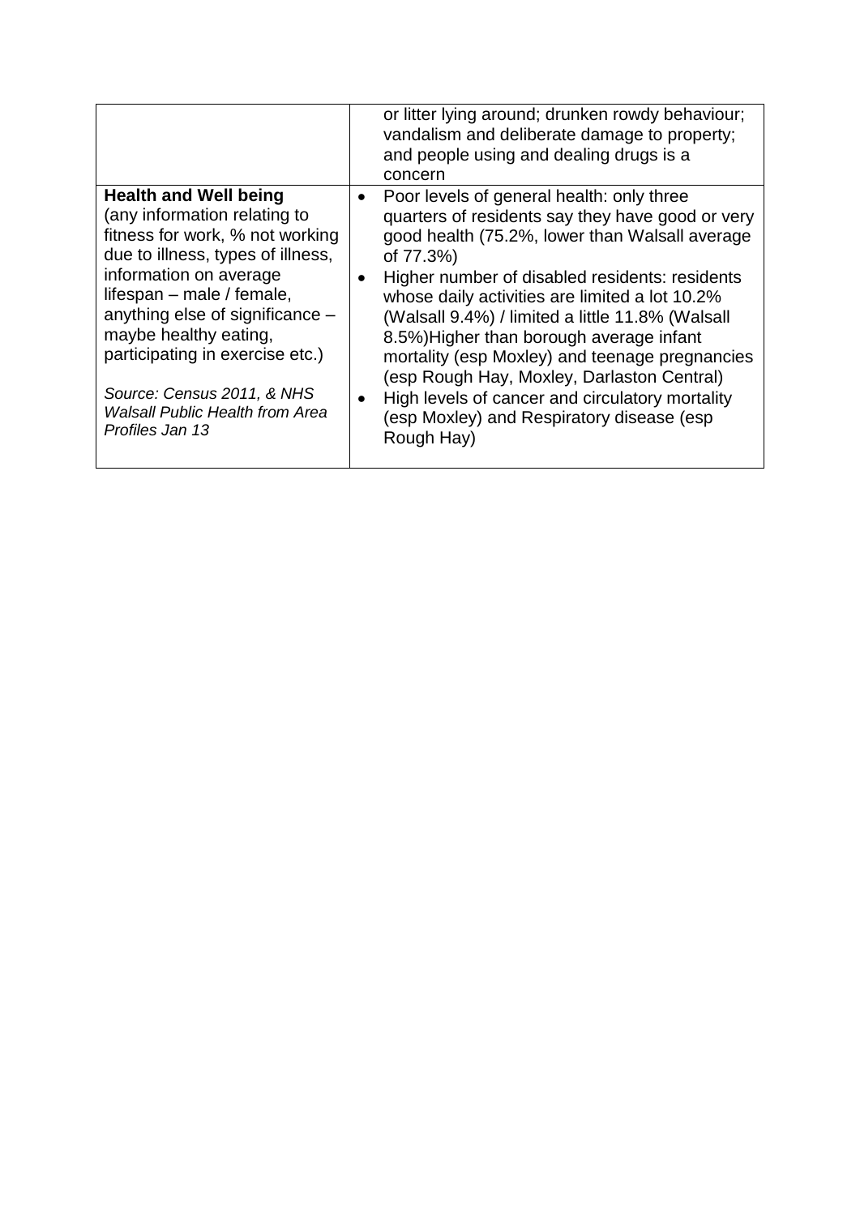| | |
|---|---|
| | or litter lying around; drunken rowdy behaviour; vandalism and deliberate damage to property; and people using and dealing drugs is a concern |
| **Health and Well being** (any information relating to fitness for work, % not working due to illness, types of illness, information on average lifespan – male / female, anything else of significance – maybe healthy eating, participating in exercise etc.)<br><br>*Source: Census 2011, & NHS Walsall Public Health from Area Profiles Jan 13* | • Poor levels of general health: only three quarters of residents say they have good or very good health (75.2%, lower than Walsall average of 77.3%)<br>• Higher number of disabled residents: residents whose daily activities are limited a lot 10.2% (Walsall 9.4%) / limited a little 11.8% (Walsall 8.5%)Higher than borough average infant mortality (esp Moxley) and teenage pregnancies (esp Rough Hay, Moxley, Darlaston Central)<br>• High levels of cancer and circulatory mortality (esp Moxley) and Respiratory disease (esp Rough Hay) |